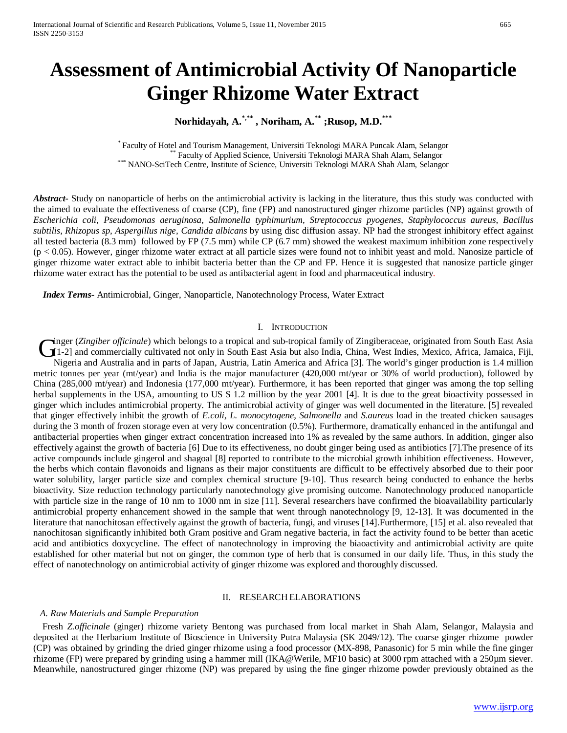# Assessment of Antimicrobial Activity Of Nanoparticle Ginger Rhizome Water Extract

**Norhidayah, A.[*,**] , Noriham, A.[**] ;Rusop, M.D.[***]**

[*] Faculty of Hotel and Tourism Management, Universiti Teknologi MARA Puncak Alam, Selangor
[**] Faculty of Applied Science, Universiti Teknologi MARA Shah Alam, Selangor
[***] NANO-SciTech Centre, Institute of Science, Universiti Teknologi MARA Shah Alam, Selangor

***Abstract***- Study on nanoparticle of herbs on the antimicrobial activity is lacking in the literature, thus this study was conducted with the aimed to evaluate the effectiveness of coarse (CP), fine (FP) and nanostructured ginger rhizome particles (NP) against growth of *Escherichia coli*, *Pseudomonas aeruginosa*, *Salmonella typhimurium*, *Streptococcus pyogenes*, *Staphylococcus aureus*, *Bacillus subtilis*, *Rhizopus sp*, *Aspergillus nige*, *Candida albicans* by using disc diffusion assay. NP had the strongest inhibitory effect against all tested bacteria (8.3 mm) followed by FP (7.5 mm) while CP (6.7 mm) showed the weakest maximum inhibition zone respectively ($p < 0.05$). However, ginger rhizome water extract at all particle sizes were found not to inhibit yeast and mold. Nanosize particle of ginger rhizome water extract able to inhibit bacteria better than the CP and FP. Hence it is suggested that nanosize particle ginger rhizome water extract has the potential to be used as antibacterial agent in food and pharmaceutical industry.

***Index Terms***- Antimicrobial, Ginger, Nanoparticle, Nanotechnology Process, Water Extract

## I. Introduction

Ginger (*Zingiber officinale*) which belongs to a tropical and sub-tropical family of Zingiberaceae, originated from South East Asia [1-2] and commercially cultivated not only in South East Asia but also India, China, West Indies, Mexico, Africa, Jamaica, Fiji, Nigeria and Australia and in parts of Japan, Austria, Latin America and Africa [3]. The world's ginger production is 1.4 million metric tonnes per year (mt/year) and India is the major manufacturer (420,000 mt/year or 30% of world production), followed by China (285,000 mt/year) and Indonesia (177,000 mt/year). Furthermore, it has been reported that ginger was among the top selling herbal supplements in the USA, amounting to US $ 1.2 million by the year 2001 [4]. It is due to the great bioactivity possessed in ginger which includes antimicrobial property. The antimicrobial activity of ginger was well documented in the literature. [5] revealed that ginger effectively inhibit the growth of *E.coli*, *L. monocytogene*, *Salmonella* and *S.aureus* load in the treated chicken sausages during the 3 month of frozen storage even at very low concentration (0.5%). Furthermore, dramatically enhanced in the antifungal and antibacterial properties when ginger extract concentration increased into 1% as revealed by the same authors. In addition, ginger also effectively against the growth of bacteria [6] Due to its effectiveness, no doubt ginger being used as antibiotics [7].The presence of its active compounds include gingerol and shagoal [8] reported to contribute to the microbial growth inhibition effectiveness. However, the herbs which contain flavonoids and lignans as their major constituents are difficult to be effectively absorbed due to their poor water solubility, larger particle size and complex chemical structure [9-10]. Thus research being conducted to enhance the herbs bioactivity. Size reduction technology particularly nanotechnology give promising outcome. Nanotechnology produced nanoparticle with particle size in the range of 10 nm to 1000 nm in size [11]. Several researchers have confirmed the bioavailability particularly antimicrobial property enhancement showed in the sample that went through nanotechnology [9, 12-13]. It was documented in the literature that nanochitosan effectively against the growth of bacteria, fungi, and viruses [14].Furthermore, [15] et al. also revealed that nanochitosan significantly inhibited both Gram positive and Gram negative bacteria, in fact the activity found to be better than acetic acid and antibiotics doxycycline. The effect of nanotechnology in improving the biaoactivity and antimicrobial activity are quite established for other material but not on ginger, the common type of herb that is consumed in our daily life. Thus, in this study the effect of nanotechnology on antimicrobial activity of ginger rhizome was explored and thoroughly discussed.

## II. Research Elaborations

### *A. Raw Materials and Sample Preparation*

Fresh *Z.officinale* (ginger) rhizome variety Bentong was purchased from local market in Shah Alam, Selangor, Malaysia and deposited at the Herbarium Institute of Bioscience in University Putra Malaysia (SK 2049/12). The coarse ginger rhizome powder (CP) was obtained by grinding the dried ginger rhizome using a food processor (MX-898, Panasonic) for 5 min while the fine ginger rhizome (FP) were prepared by grinding using a hammer mill (IKA@Werile, MF10 basic) at 3000 rpm attached with a 250µm siever. Meanwhile, nanostructured ginger rhizome (NP) was prepared by using the fine ginger rhizome powder previously obtained as the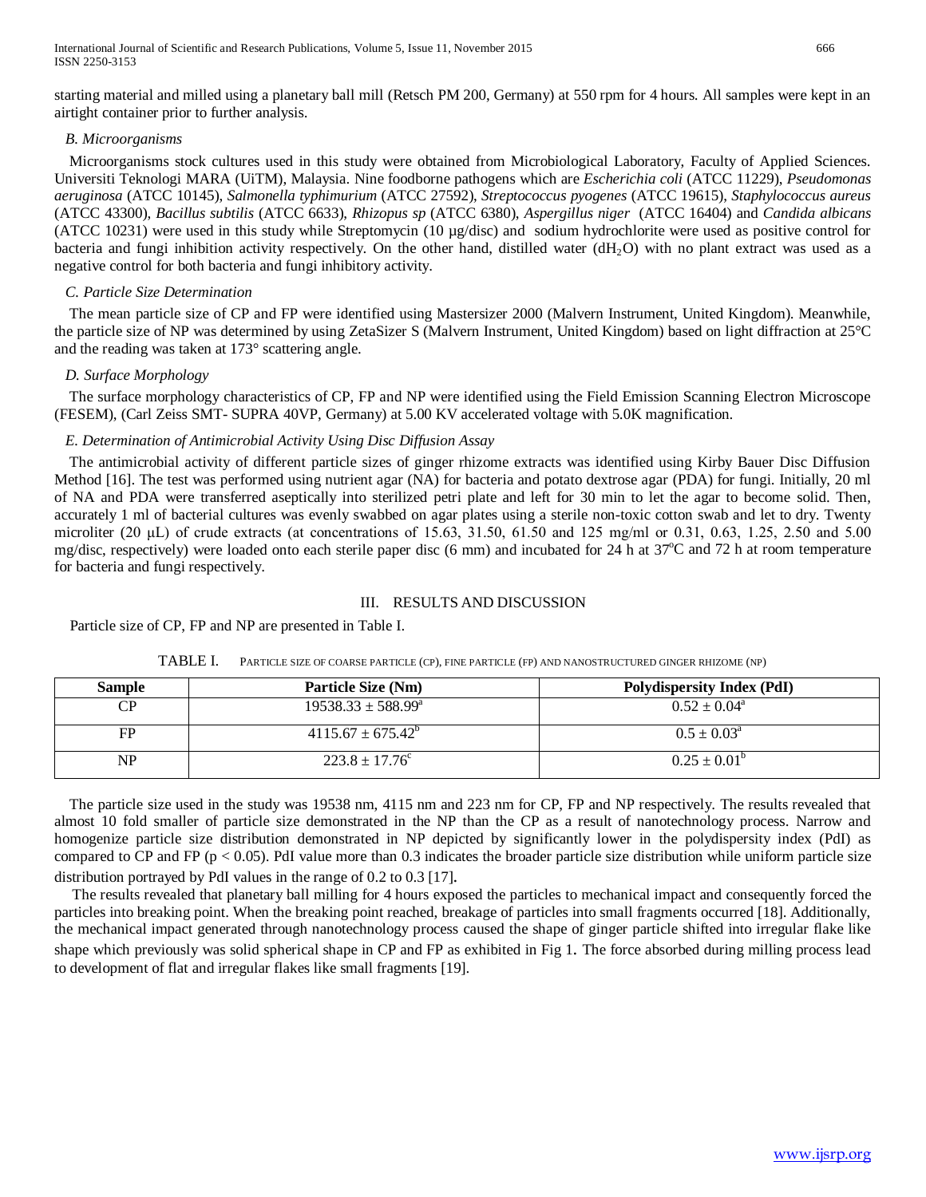starting material and milled using a planetary ball mill (Retsch PM 200, Germany) at 550 rpm for 4 hours. All samples were kept in an airtight container prior to further analysis.

### *B. Microorganisms*

Microorganisms stock cultures used in this study were obtained from Microbiological Laboratory, Faculty of Applied Sciences. Universiti Teknologi MARA (UiTM), Malaysia. Nine foodborne pathogens which are *Escherichia coli* (ATCC 11229), *Pseudomonas aeruginosa* (ATCC 10145), *Salmonella typhimurium* (ATCC 27592), *Streptococcus pyogenes* (ATCC 19615), *Staphylococcus aureus* (ATCC 43300), *Bacillus subtilis* (ATCC 6633), *Rhizopus sp* (ATCC 6380), *Aspergillus niger* (ATCC 16404) and *Candida albicans* (ATCC 10231) were used in this study while Streptomycin (10 µg/disc) and sodium hydrochlorite were used as positive control for bacteria and fungi inhibition activity respectively. On the other hand, distilled water ($dH_2O$) with no plant extract was used as a negative control for both bacteria and fungi inhibitory activity.

### *C. Particle Size Determination*

The mean particle size of CP and FP were identified using Mastersizer 2000 (Malvern Instrument, United Kingdom). Meanwhile, the particle size of NP was determined by using ZetaSizer S (Malvern Instrument, United Kingdom) based on light diffraction at 25°C and the reading was taken at 173° scattering angle.

### *D. Surface Morphology*

The surface morphology characteristics of CP, FP and NP were identified using the Field Emission Scanning Electron Microscope (FESEM), (Carl Zeiss SMT- SUPRA 40VP, Germany) at 5.00 KV accelerated voltage with 5.0K magnification.

### *E. Determination of Antimicrobial Activity Using Disc Diffusion Assay*

The antimicrobial activity of different particle sizes of ginger rhizome extracts was identified using Kirby Bauer Disc Diffusion Method [16]. The test was performed using nutrient agar (NA) for bacteria and potato dextrose agar (PDA) for fungi. Initially, 20 ml of NA and PDA were transferred aseptically into sterilized petri plate and left for 30 min to let the agar to become solid. Then, accurately 1 ml of bacterial cultures was evenly swabbed on agar plates using a sterile non-toxic cotton swab and let to dry. Twenty microliter (20 µL) of crude extracts (at concentrations of 15.63, 31.50, 61.50 and 125 mg/ml or 0.31, 0.63, 1.25, 2.50 and 5.00 mg/disc, respectively) were loaded onto each sterile paper disc (6 mm) and incubated for 24 h at 37°C and 72 h at room temperature for bacteria and fungi respectively.

## III. RESULTS AND DISCUSSION

Particle size of CP, FP and NP are presented in Table I.

TABLE I. PARTICLE SIZE OF COARSE PARTICLE (CP), FINE PARTICLE (FP) AND NANOSTRUCTURED GINGER RHIZOME (NP)

| Sample | Particle Size (Nm) | Polydispersity Index (PdI) |
|---|---|---|
| CP | $19538.33 \pm 588.99^{a}$ | $0.52 \pm 0.04^{a}$ |
| FP | $4115.67 \pm 675.42^{b}$ | $0.5 \pm 0.03^{a}$ |
| NP | $223.8 \pm 17.76^{c}$ | $0.25 \pm 0.01^{b}$ |

The particle size used in the study was 19538 nm, 4115 nm and 223 nm for CP, FP and NP respectively. The results revealed that almost 10 fold smaller of particle size demonstrated in the NP than the CP as a result of nanotechnology process. Narrow and homogenize particle size distribution demonstrated in NP depicted by significantly lower in the polydispersity index (PdI) as compared to CP and FP ($p < 0.05$). PdI value more than 0.3 indicates the broader particle size distribution while uniform particle size distribution portrayed by PdI values in the range of 0.2 to 0.3 [17].

The results revealed that planetary ball milling for 4 hours exposed the particles to mechanical impact and consequently forced the particles into breaking point. When the breaking point reached, breakage of particles into small fragments occurred [18]. Additionally, the mechanical impact generated through nanotechnology process caused the shape of ginger particle shifted into irregular flake like shape which previously was solid spherical shape in CP and FP as exhibited in Fig 1. The force absorbed during milling process lead to development of flat and irregular flakes like small fragments [19].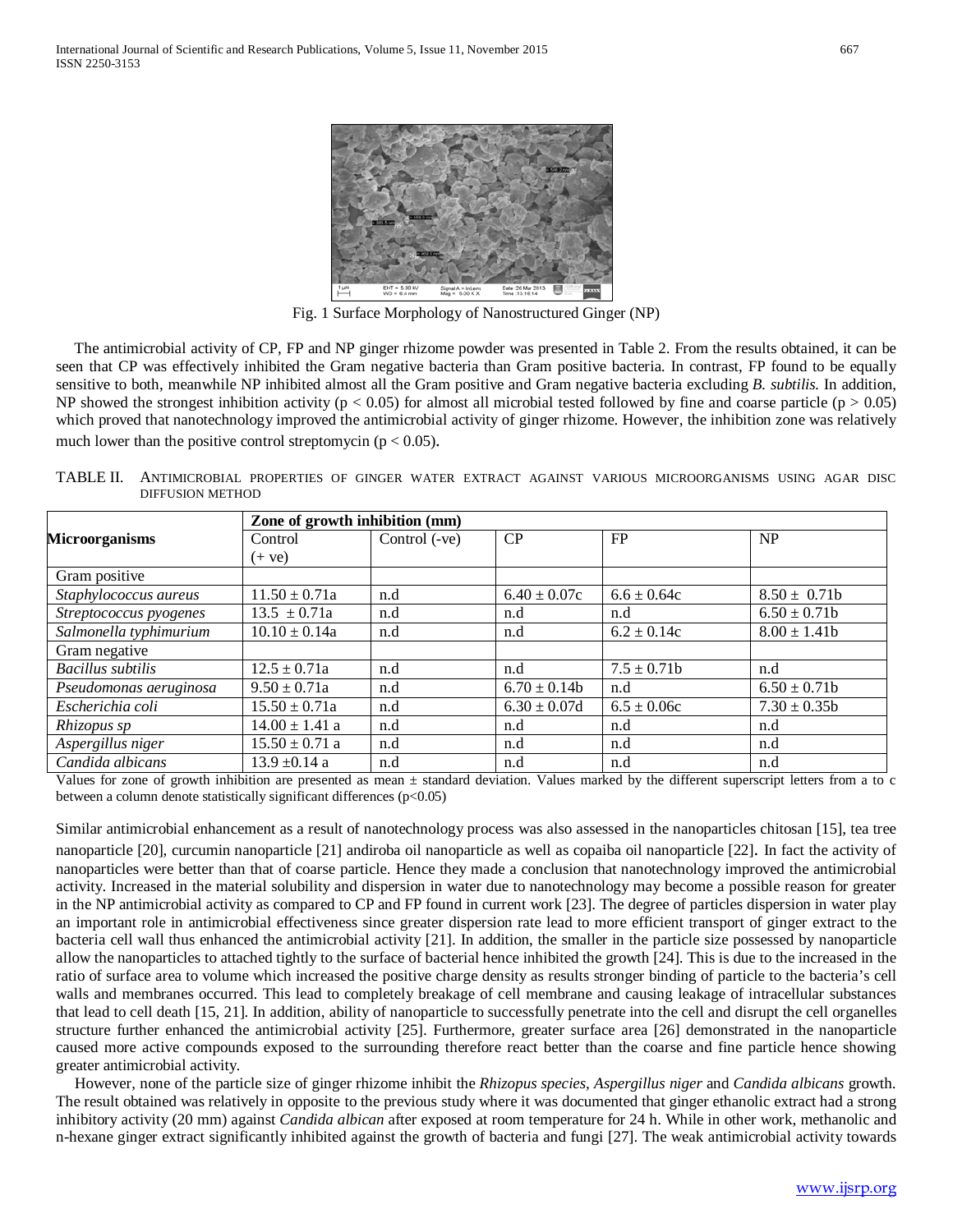Fig. 1 Surface Morphology of Nanostructured Ginger (NP)

The antimicrobial activity of CP, FP and NP ginger rhizome powder was presented in Table 2. From the results obtained, it can be seen that CP was effectively inhibited the Gram negative bacteria than Gram positive bacteria. In contrast, FP found to be equally sensitive to both, meanwhile NP inhibited almost all the Gram positive and Gram negative bacteria excluding *B. subtilis.* In addition, NP showed the strongest inhibition activity ($p < 0.05$) for almost all microbial tested followed by fine and coarse particle ($p > 0.05$) which proved that nanotechnology improved the antimicrobial activity of ginger rhizome. However, the inhibition zone was relatively much lower than the positive control streptomycin ($p < 0.05$).

TABLE II. ANTIMICROBIAL PROPERTIES OF GINGER WATER EXTRACT AGAINST VARIOUS MICROORGANISMS USING AGAR DISC DIFFUSION METHOD

| **Microorganisms** | **Zone of growth inhibition (mm)** | | | | |
|---|---|---|---|---|---|
| | Control (+ ve) | Control (-ve) | CP | FP | NP |
| Gram positive | | | | | |
| *Staphylococcus aureus* | 11.50 ± 0.71a | n.d | 6.40 ± 0.07c | 6.6 ± 0.64c | 8.50 ± 0.71b |
| *Streptococcus pyogenes* | 13.5 ± 0.71a | n.d | n.d | n.d | 6.50 ± 0.71b |
| *Salmonella typhimurium* | 10.10 ± 0.14a | n.d | n.d | 6.2 ± 0.14c | 8.00 ± 1.41b |
| Gram negative | | | | | |
| *Bacillus subtilis* | 12.5 ± 0.71a | n.d | n.d | 7.5 ± 0.71b | n.d |
| *Pseudomonas aeruginosa* | 9.50 ± 0.71a | n.d | 6.70 ± 0.14b | n.d | 6.50 ± 0.71b |
| *Escherichia coli* | 15.50 ± 0.71a | n.d | 6.30 ± 0.07d | 6.5 ± 0.06c | 7.30 ± 0.35b |
| *Rhizopus sp* | 14.00 ± 1.41 a | n.d | n.d | n.d | n.d |
| *Aspergillus niger* | 15.50 ± 0.71 a | n.d | n.d | n.d | n.d |
| *Candida albicans* | 13.9 ±0.14 a | n.d | n.d | n.d | n.d |

Values for zone of growth inhibition are presented as mean ± standard deviation. Values marked by the different superscript letters from a to c between a column denote statistically significant differences ($p<0.05$)

Similar antimicrobial enhancement as a result of nanotechnology process was also assessed in the nanoparticles chitosan [15], tea tree nanoparticle [20], curcumin nanoparticle [21] andiroba oil nanoparticle as well as copaiba oil nanoparticle [22]. In fact the activity of nanoparticles were better than that of coarse particle. Hence they made a conclusion that nanotechnology improved the antimicrobial activity. Increased in the material solubility and dispersion in water due to nanotechnology may become a possible reason for greater in the NP antimicrobial activity as compared to CP and FP found in current work [23]. The degree of particles dispersion in water play an important role in antimicrobial effectiveness since greater dispersion rate lead to more efficient transport of ginger extract to the bacteria cell wall thus enhanced the antimicrobial activity [21]. In addition, the smaller in the particle size possessed by nanoparticle allow the nanoparticles to attached tightly to the surface of bacterial hence inhibited the growth [24]. This is due to the increased in the ratio of surface area to volume which increased the positive charge density as results stronger binding of particle to the bacteria's cell walls and membranes occurred. This lead to completely breakage of cell membrane and causing leakage of intracellular substances that lead to cell death [15, 21]. In addition, ability of nanoparticle to successfully penetrate into the cell and disrupt the cell organelles structure further enhanced the antimicrobial activity [25]. Furthermore, greater surface area [26] demonstrated in the nanoparticle caused more active compounds exposed to the surrounding therefore react better than the coarse and fine particle hence showing greater antimicrobial activity.

However, none of the particle size of ginger rhizome inhibit the *Rhizopus species, Aspergillus niger* and *Candida albicans* growth. The result obtained was relatively in opposite to the previous study where it was documented that ginger ethanolic extract had a strong inhibitory activity (20 mm) against *Candida albican* after exposed at room temperature for 24 h. While in other work, methanolic and n-hexane ginger extract significantly inhibited against the growth of bacteria and fungi [27]. The weak antimicrobial activity towards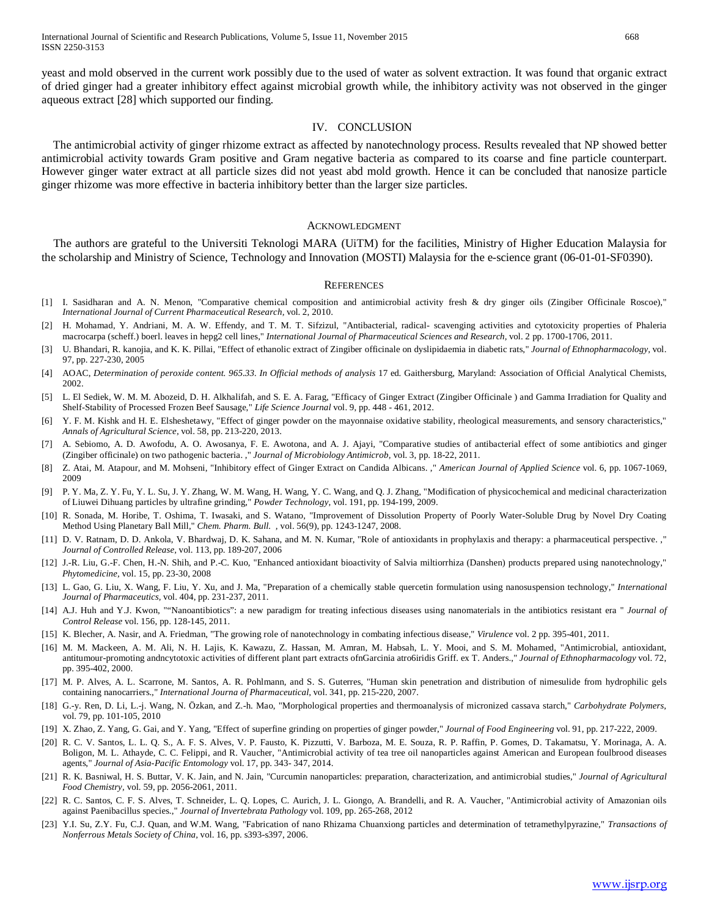yeast and mold observed in the current work possibly due to the used of water as solvent extraction. It was found that organic extract of dried ginger had a greater inhibitory effect against microbial growth while, the inhibitory activity was not observed in the ginger aqueous extract [28] which supported our finding.

## IV. Conclusion

The antimicrobial activity of ginger rhizome extract as affected by nanotechnology process. Results revealed that NP showed better antimicrobial activity towards Gram positive and Gram negative bacteria as compared to its coarse and fine particle counterpart. However ginger water extract at all particle sizes did not yeast abd mold growth. Hence it can be concluded that nanosize particle ginger rhizome was more effective in bacteria inhibitory better than the larger size particles.

## Acknowledgment

The authors are grateful to the Universiti Teknologi MARA (UiTM) for the facilities, Ministry of Higher Education Malaysia for the scholarship and Ministry of Science, Technology and Innovation (MOSTI) Malaysia for the e-science grant (06-01-01-SF0390).

## References

[1] I. Sasidharan and A. N. Menon, "Comparative chemical composition and antimicrobial activity fresh & dry ginger oils (Zingiber Officinale Roscoe)," *International Journal of Current Pharmaceutical Research,* vol. 2, 2010.

[2] H. Mohamad, Y. Andriani, M. A. W. Effendy, and T. M. T. Sifzizul, "Antibacterial, radical- scavenging activities and cytotoxicity properties of Phaleria macrocarpa (scheff.) boerl. leaves in hepg2 cell lines," *International Journal of Pharmaceutical Sciences and Research,* vol. 2 pp. 1700-1706, 2011.

[3] U. Bhandari, R. kanojia, and K. K. Pillai, "Effect of ethanolic extract of Zingiber officinale on dyslipidaemia in diabetic rats," *Journal of Ethnopharmacology,* vol. 97, pp. 227-230, 2005

[4] AOAC, *Determination of peroxide content. 965.33. In Official methods of analysis* 17 ed. Gaithersburg, Maryland: Association of Official Analytical Chemists, 2002.

[5] L. El Sediek, W. M. M. Abozeid, D. H. Alkhalifah, and S. E. A. Farag, "Efficacy of Ginger Extract (Zingiber Officinale ) and Gamma Irradiation for Quality and Shelf-Stability of Processed Frozen Beef Sausage," *Life Science Journal* vol. 9, pp. 448 - 461, 2012.

[6] Y. F. M. Kishk and H. E. Elsheshetawy, "Effect of ginger powder on the mayonnaise oxidative stability, rheological measurements, and sensory characteristics," *Annals of Agricultural Science,* vol. 58, pp. 213-220, 2013.

[7] A. Sebiomo, A. D. Awofodu, A. O. Awosanya, F. E. Awotona, and A. J. Ajayi, "Comparative studies of antibacterial effect of some antibiotics and ginger (Zingiber officinale) on two pathogenic bacteria. ," *Journal of Microbiology Antimicrob,* vol. 3, pp. 18-22, 2011.

[8] Z. Atai, M. Atapour, and M. Mohseni, "Inhibitory effect of Ginger Extract on Candida Albicans. ," *American Journal of Applied Science* vol. 6, pp. 1067-1069, 2009

[9] P. Y. Ma, Z. Y. Fu, Y. L. Su, J. Y. Zhang, W. M. Wang, H. Wang, Y. C. Wang, and Q. J. Zhang, "Modification of physicochemical and medicinal characterization of Liuwei Dihuang particles by ultrafine grinding," *Powder Technology,* vol. 191, pp. 194-199, 2009.

[10] R. Sonada, M. Horibe, T. Oshima, T. Iwasaki, and S. Watano, "Improvement of Dissolution Property of Poorly Water-Soluble Drug by Novel Dry Coating Method Using Planetary Ball Mill," *Chem. Pharm. Bull.* , vol. 56(9), pp. 1243-1247, 2008.

[11] D. V. Ratnam, D. D. Ankola, V. Bhardwaj, D. K. Sahana, and M. N. Kumar, "Role of antioxidants in prophylaxis and therapy: a pharmaceutical perspective. ," *Journal of Controlled Release,* vol. 113, pp. 189-207, 2006

[12] J.-R. Liu, G.-F. Chen, H.-N. Shih, and P.-C. Kuo, "Enhanced antioxidant bioactivity of Salvia miltiorrhiza (Danshen) products prepared using nanotechnology," *Phytomedicine,* vol. 15, pp. 23-30, 2008

[13] L. Gao, G. Liu, X. Wang, F. Liu, Y. Xu, and J. Ma, "Preparation of a chemically stable quercetin formulation using nanosuspension technology," *International Journal of Pharmaceutics,* vol. 404, pp. 231-237, 2011.

[14] A.J. Huh and Y.J. Kwon, ""Nanoantibiotics": a new paradigm for treating infectious diseases using nanomaterials in the antibiotics resistant era " *Journal of Control Release* vol. 156, pp. 128-145, 2011.

[15] K. Blecher, A. Nasir, and A. Friedman, "The growing role of nanotechnology in combating infectious disease," *Virulence* vol. 2 pp. 395-401, 2011.

[16] M. M. Mackeen, A. M. Ali, N. H. Lajis, K. Kawazu, Z. Hassan, M. Amran, M. Habsah, L. Y. Mooi, and S. M. Mohamed, "Antimicrobial, antioxidant, antitumour-promoting andncytotoxic activities of different plant part extracts ofnGarcinia atro6iridis Griff. ex T. Anders.," *Journal of Ethnopharmacology* vol. 72, pp. 395-402, 2000.

[17] M. P. Alves, A. L. Scarrone, M. Santos, A. R. Pohlmann, and S. S. Guterres, "Human skin penetration and distribution of nimesulide from hydrophilic gels containing nanocarriers.," *International Journa of Pharmaceutical,* vol. 341, pp. 215-220, 2007.

[18] G.-y. Ren, D. Li, L.-j. Wang, N. Özkan, and Z.-h. Mao, "Morphological properties and thermoanalysis of micronized cassava starch," *Carbohydrate Polymers,* vol. 79, pp. 101-105, 2010

[19] X. Zhao, Z. Yang, G. Gai, and Y. Yang, "Effect of superfine grinding on properties of ginger powder," *Journal of Food Engineering* vol. 91, pp. 217-222, 2009.

[20] R. C. V. Santos, L. L. Q. S., A. F. S. Alves, V. P. Fausto, K. Pizzutti, V. Barboza, M. E. Souza, R. P. Raffin, P. Gomes, D. Takamatsu, Y. Morinaga, A. A. Boligon, M. L. Athayde, C. C. Felippi, and R. Vaucher, "Antimicrobial activity of tea tree oil nanoparticles against American and European foulbrood diseases agents," *Journal of Asia-Pacific Entomology* vol. 17, pp. 343- 347, 2014.

[21] R. K. Basniwal, H. S. Buttar, V. K. Jain, and N. Jain, "Curcumin nanoparticles: preparation, characterization, and antimicrobial studies," *Journal of Agricultural Food Chemistry,* vol. 59, pp. 2056-2061, 2011.

[22] R. C. Santos, C. F. S. Alves, T. Schneider, L. Q. Lopes, C. Aurich, J. L. Giongo, A. Brandelli, and R. A. Vaucher, "Antimicrobial activity of Amazonian oils against Paenibacillus species.," *Journal of Invertebrata Pathology* vol. 109, pp. 265-268, 2012

[23] Y.I. Su, Z.Y. Fu, C.J. Quan, and W.M. Wang, "Fabrication of nano Rhizama Chuanxiong particles and determination of tetramethylpyrazine," *Transactions of Nonferrous Metals Society of China,* vol. 16, pp. s393-s397, 2006.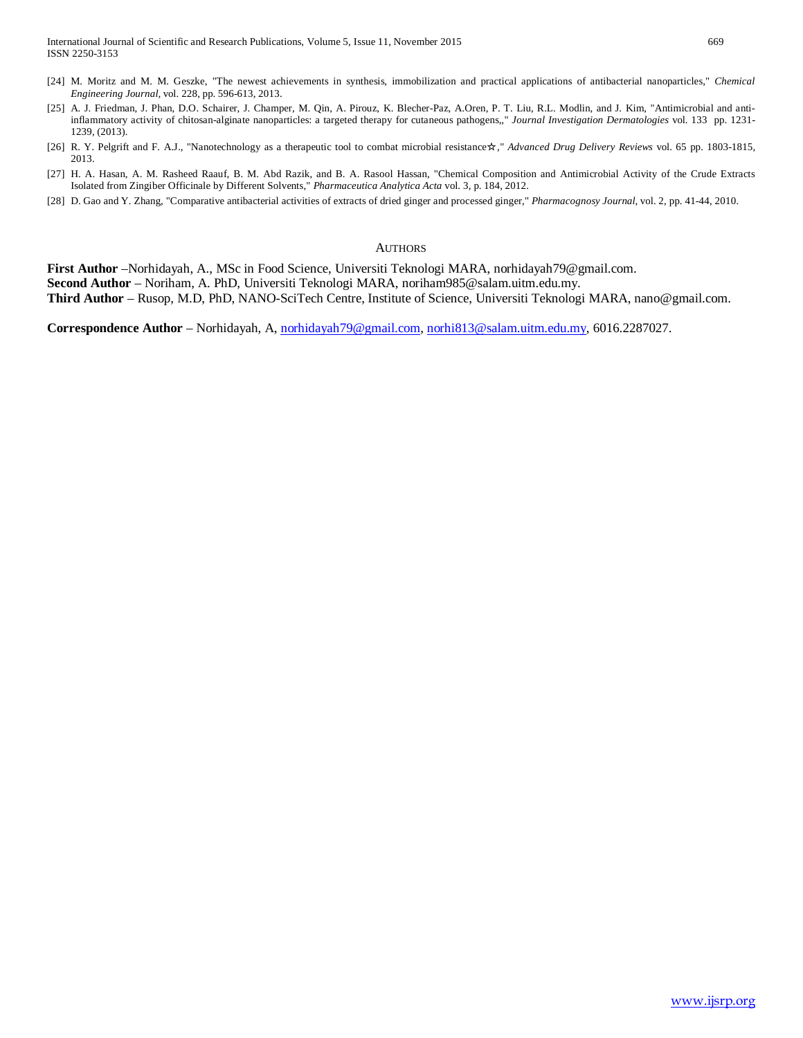[24] M. Moritz and M. M. Geszke, "The newest achievements in synthesis, immobilization and practical applications of antibacterial nanoparticles," *Chemical Engineering Journal*, vol. 228, pp. 596-613, 2013.

[25] A. J. Friedman, J. Phan, D.O. Schairer, J. Champer, M. Qin, A. Pirouz, K. Blecher-Paz, A.Oren, P. T. Liu, R.L. Modlin, and J. Kim, "Antimicrobial and anti-inflammatory activity of chitosan-alginate nanoparticles: a targeted therapy for cutaneous pathogens,," *Journal Investigation Dermatologies* vol. 133 pp. 1231-1239, (2013).

[26] R. Y. Pelgrift and F. A.J., "Nanotechnology as a therapeutic tool to combat microbial resistance☆," *Advanced Drug Delivery Reviews* vol. 65 pp. 1803-1815, 2013.

[27] H. A. Hasan, A. M. Rasheed Raauf, B. M. Abd Razik, and B. A. Rasool Hassan, "Chemical Composition and Antimicrobial Activity of the Crude Extracts Isolated from Zingiber Officinale by Different Solvents," *Pharmaceutica Analytica Acta* vol. 3, p. 184, 2012.

[28] D. Gao and Y. Zhang, "Comparative antibacterial activities of extracts of dried ginger and processed ginger," *Pharmacognosy Journal*, vol. 2, pp. 41-44, 2010.

## Authors

**First Author** –Norhidayah, A., MSc in Food Science, Universiti Teknologi MARA, norhidayah79@gmail.com.
**Second Author** – Noriham, A. PhD, Universiti Teknologi MARA, noriham985@salam.uitm.edu.my.
**Third Author** – Rusop, M.D, PhD, NANO-SciTech Centre, Institute of Science, Universiti Teknologi MARA, nano@gmail.com.

**Correspondence Author** – Norhidayah, A, norhidayah79@gmail.com, norhi813@salam.uitm.edu.my, 6016.2287027.